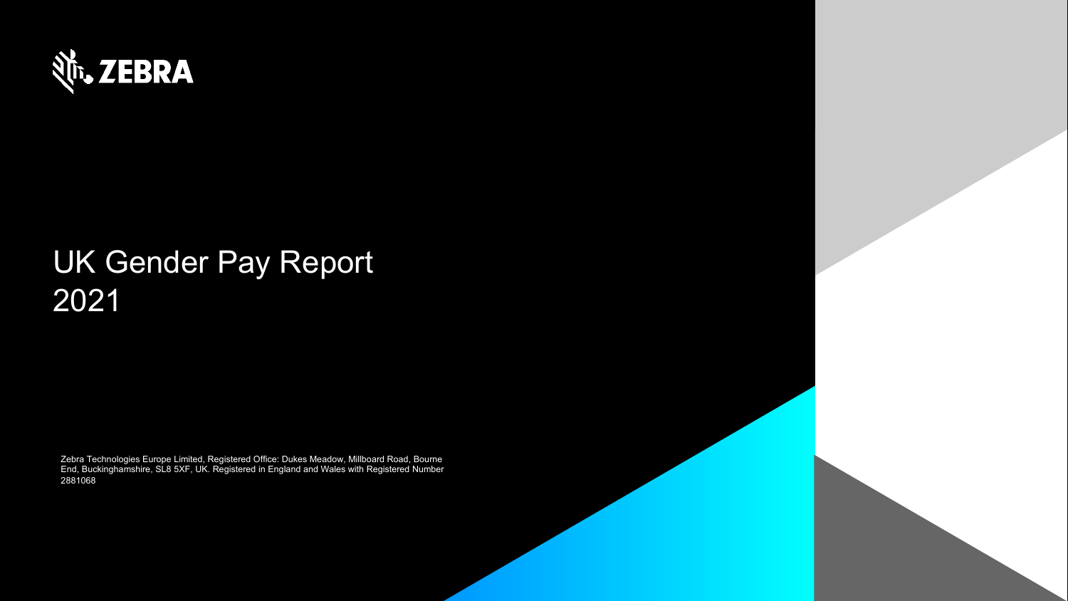ZEBRA

# UK Gender Pay Report 2021

Zebra Technologies Europe Limited, Registered Office: Dukes Meadow, Millboard Road, Bourne End, Buckinghamshire, SL8 5XF, UK. Registered in England and Wales with Registered Number 2881068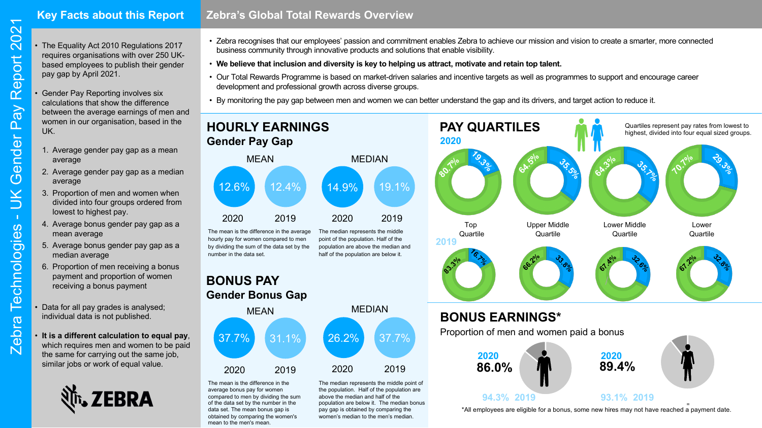# Zebra Technologies - UK Gender Pay Report 2021

## Key Facts about this Report

- The Equality Act 2010 Regulations 2017 requires organisations with over 250 UK-based employees to publish their gender pay gap by April 2021.
- Gender Pay Reporting involves six calculations that show the difference between the average earnings of men and women in our organisation, based in the UK.
  1. Average gender pay gap as a mean average
  2. Average gender pay gap as a median average
  3. Proportion of men and women when divided into four groups ordered from lowest to highest pay.
  4. Average bonus gender pay gap as a mean average
  5. Average bonus gender pay gap as a median average
  6. Proportion of men receiving a bonus payment and proportion of women receiving a bonus payment
- Data for all pay grades is analysed; individual data is not published.
- **It is a different calculation to equal pay**, which requires men and women to be paid the same for carrying out the same job, similar jobs or work of equal value.

ZEBRA

## Zebra's Global Total Rewards Overview

- Zebra recognises that our employees' passion and commitment enables Zebra to achieve our mission and vision to create a smarter, more connected business community through innovative products and solutions that enable visibility.
- **We believe that inclusion and diversity is key to helping us attract, motivate and retain top talent.**
- Our Total Rewards Programme is based on market-driven salaries and incentive targets as well as programmes to support and encourage career development and professional growth across diverse groups.
- By monitoring the pay gap between men and women we can better understand the gap and its drivers, and target action to reduce it.

## HOURLY EARNINGS

### Gender Pay Gap

| | 2020 | 2019 |
|---|---|---|
| MEAN | 12.6% | 12.4% |
| MEDIAN | 14.9% | 19.1% |

The mean is the difference in the average hourly pay for women compared to men by dividing the sum of the data set by the number in the data set.

The median represents the middle point of the population. Half of the population are above the median and half of the population are below it.

## BONUS PAY

### Gender Bonus Gap

| | 2020 | 2019 |
|---|---|---|
| MEAN | 37.7% | 31.1% |
| MEDIAN | 26.2% | 37.7% |

The mean is the difference in the average bonus pay for women compared to men by dividing the sum of the data set by the number in the data set. The mean bonus gap is obtained by comparing the women's mean to the men's mean.

The median represents the middle point of the population. Half of the population are above the median and half of the population are below it. The median bonus pay gap is obtained by comparing the women's median to the men's median.

## PAY QUARTILES

Quartiles represent pay rates from lowest to highest, divided into four equal sized groups.

| Quartile | 2020 Men | 2020 Women | 2019 Men | 2019 Women |
|---|---|---|---|---|
| Top Quartile | 80.7% | 19.3% | 83.3% | 16.7% |
| Upper Middle Quartile | 64.5% | 35.5% | 66.2% | 33.8% |
| Lower Middle Quartile | 64.3% | 35.7% | 67.4% | 32.6% |
| Lower Quartile | 70.7% | 29.3% | 67.2% | 32.8% |

## BONUS EARNINGS*

Proportion of men and women paid a bonus

| | Men | Women |
|---|---|---|
| 2020 | 86.0% | 89.4% |
| 2019 | 94.3% | 93.1% |

*All employees are eligible for a bonus, some new hires may not have reached a payment date.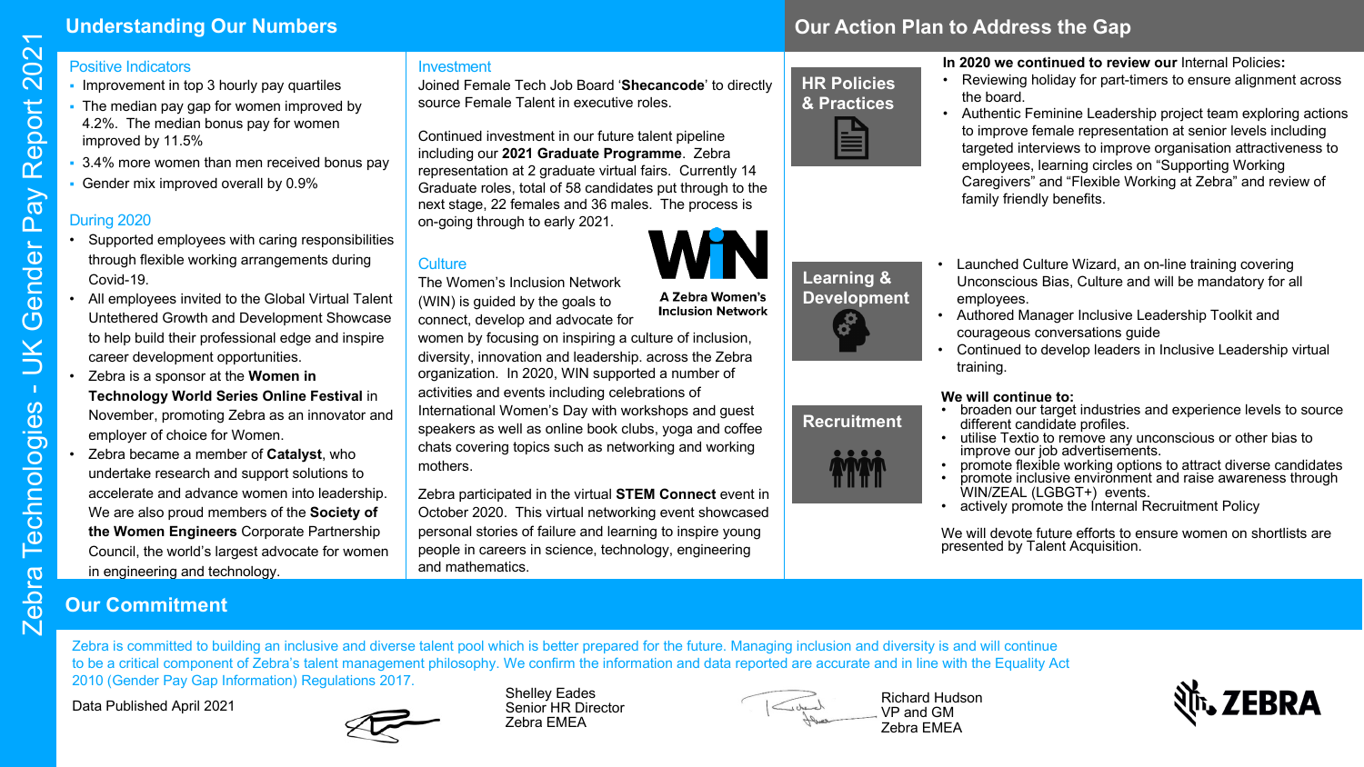Zebra Technologies - UK Gender Pay Report 2021

## Understanding Our Numbers

### Positive Indicators

- Improvement in top 3 hourly pay quartiles
- The median pay gap for women improved by 4.2%. The median bonus pay for women improved by 11.5%
- 3.4% more women than men received bonus pay
- Gender mix improved overall by 0.9%

### During 2020

- Supported employees with caring responsibilities through flexible working arrangements during Covid-19.
- All employees invited to the Global Virtual Talent Untethered Growth and Development Showcase to help build their professional edge and inspire career development opportunities.
- Zebra is a sponsor at the **Women in Technology World Series Online Festival** in November, promoting Zebra as an innovator and employer of choice for Women.
- Zebra became a member of **Catalyst**, who undertake research and support solutions to accelerate and advance women into leadership. We are also proud members of the **Society of the Women Engineers** Corporate Partnership Council, the world's largest advocate for women in engineering and technology.

### Investment

Joined Female Tech Job Board '**Shecancode**' to directly source Female Talent in executive roles.

Continued investment in our future talent pipeline including our **2021 Graduate Programme**. Zebra representation at 2 graduate virtual fairs. Currently 14 Graduate roles, total of 58 candidates put through to the next stage, 22 females and 36 males. The process is on-going through to early 2021.

### Culture

WIN
A Zebra Women's Inclusion Network

The Women's Inclusion Network (WIN) is guided by the goals to connect, develop and advocate for women by focusing on inspiring a culture of inclusion, diversity, innovation and leadership. across the Zebra organization. In 2020, WIN supported a number of activities and events including celebrations of International Women's Day with workshops and guest speakers as well as online book clubs, yoga and coffee chats covering topics such as networking and working mothers.

Zebra participated in the virtual **STEM Connect** event in October 2020. This virtual networking event showcased personal stories of failure and learning to inspire young people in careers in science, technology, engineering and mathematics.

## Our Action Plan to Address the Gap

### HR Policies & Practices

**In 2020 we continued to review our** Internal Policies**:**

- Reviewing holiday for part-timers to ensure alignment across the board.
- Authentic Feminine Leadership project team exploring actions to improve female representation at senior levels including targeted interviews to improve organisation attractiveness to employees, learning circles on "Supporting Working Caregivers" and "Flexible Working at Zebra" and review of family friendly benefits.

### Learning & Development

- Launched Culture Wizard, an on-line training covering Unconscious Bias, Culture and will be mandatory for all employees.
- Authored Manager Inclusive Leadership Toolkit and courageous conversations guide
- Continued to develop leaders in Inclusive Leadership virtual training.

### Recruitment

**We will continue to:**

- broaden our target industries and experience levels to source different candidate profiles.
- utilise Textio to remove any unconscious or other bias to improve our job advertisements.
- promote flexible working options to attract diverse candidates
- promote inclusive environment and raise awareness through WIN/ZEAL (LGBGT+) events.
- actively promote the Internal Recruitment Policy

We will devote future efforts to ensure women on shortlists are presented by Talent Acquisition.

## Our Commitment

Zebra is committed to building an inclusive and diverse talent pool which is better prepared for the future. Managing inclusion and diversity is and will continue to be a critical component of Zebra's talent management philosophy. We confirm the information and data reported are accurate and in line with the Equality Act 2010 (Gender Pay Gap Information) Regulations 2017.

Data Published April 2021

Shelley Eades
Senior HR Director
Zebra EMEA

Richard Hudson
VP and GM
Zebra EMEA

ZEBRA